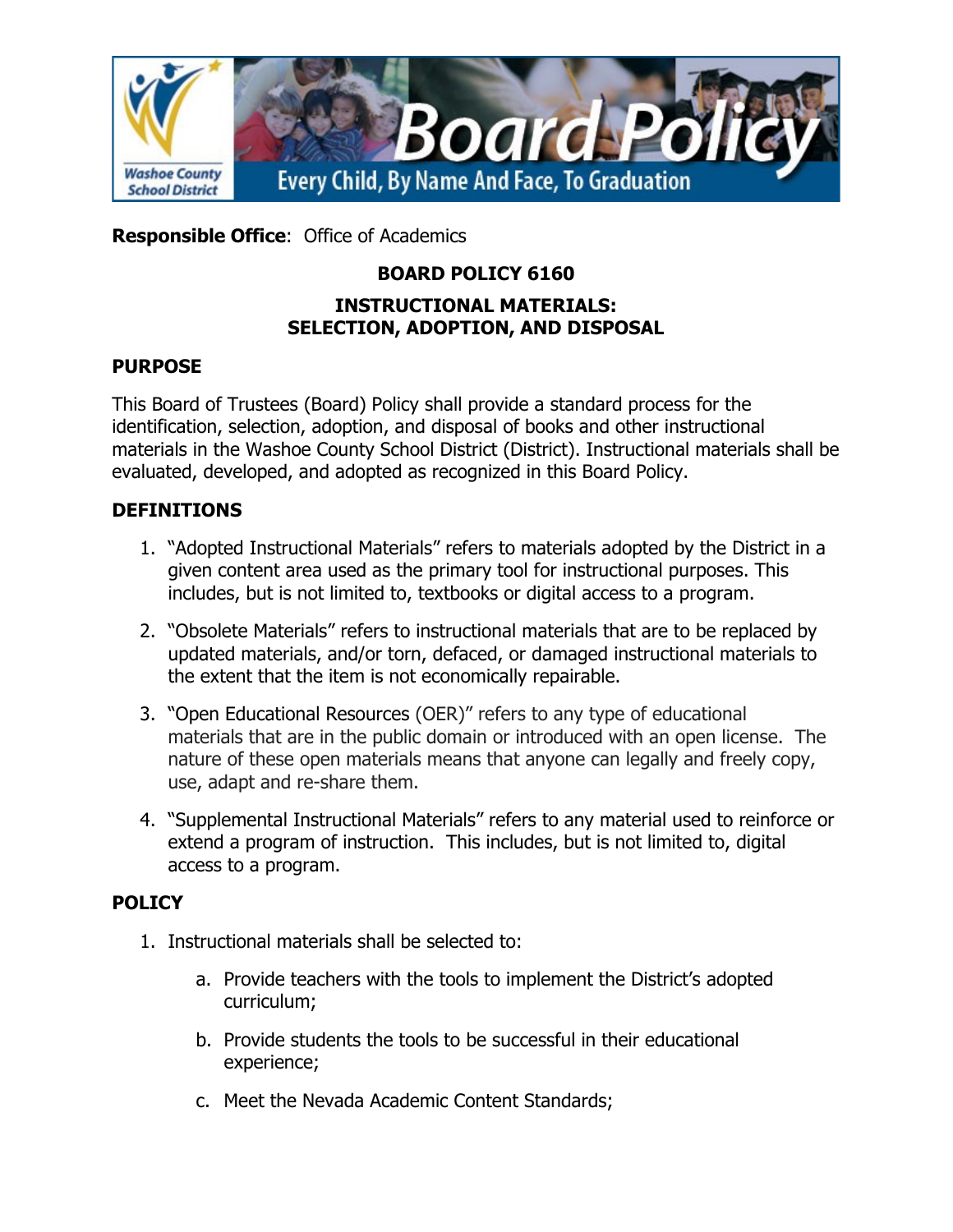**Responsible Office**: Office of Academics

# BOARD POLICY 6160

## INSTRUCTIONAL MATERIALS: SELECTION, ADOPTION, AND DISPOSAL

## PURPOSE

This Board of Trustees (Board) Policy shall provide a standard process for the identification, selection, adoption, and disposal of books and other instructional materials in the Washoe County School District (District). Instructional materials shall be evaluated, developed, and adopted as recognized in this Board Policy.

## DEFINITIONS

1. "Adopted Instructional Materials" refers to materials adopted by the District in a given content area used as the primary tool for instructional purposes. This includes, but is not limited to, textbooks or digital access to a program.

2. "Obsolete Materials" refers to instructional materials that are to be replaced by updated materials, and/or torn, defaced, or damaged instructional materials to the extent that the item is not economically repairable.

3. "Open Educational Resources (OER)" refers to any type of educational materials that are in the public domain or introduced with an open license. The nature of these open materials means that anyone can legally and freely copy, use, adapt and re-share them.

4. "Supplemental Instructional Materials" refers to any material used to reinforce or extend a program of instruction. This includes, but is not limited to, digital access to a program.

## POLICY

1. Instructional materials shall be selected to:

    a. Provide teachers with the tools to implement the District's adopted curriculum;

    b. Provide students the tools to be successful in their educational experience;

    c. Meet the Nevada Academic Content Standards;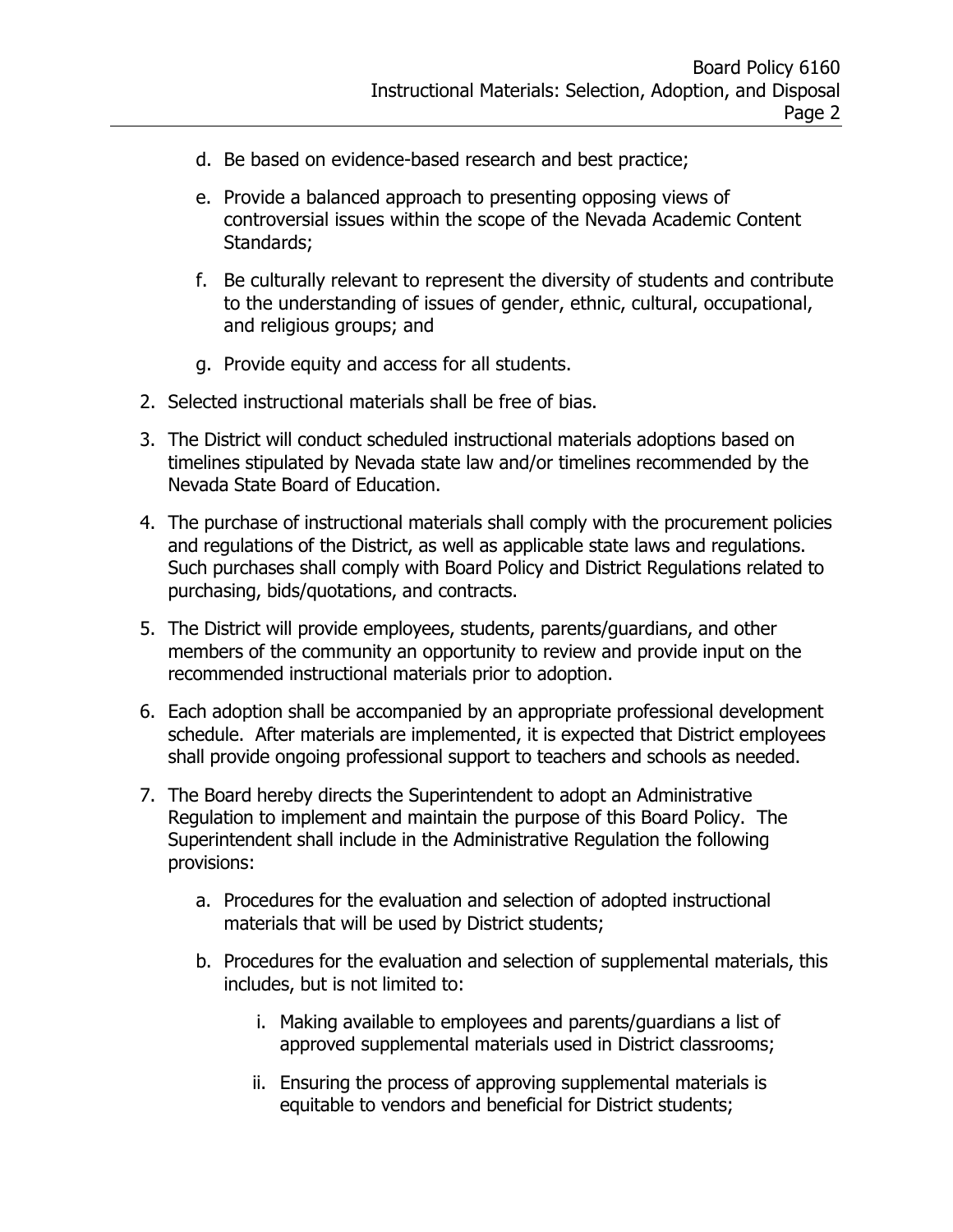d. Be based on evidence-based research and best practice;

   e. Provide a balanced approach to presenting opposing views of controversial issues within the scope of the Nevada Academic Content Standards;

   f. Be culturally relevant to represent the diversity of students and contribute to the understanding of issues of gender, ethnic, cultural, occupational, and religious groups; and

   g. Provide equity and access for all students.

2. Selected instructional materials shall be free of bias.

3. The District will conduct scheduled instructional materials adoptions based on timelines stipulated by Nevada state law and/or timelines recommended by the Nevada State Board of Education.

4. The purchase of instructional materials shall comply with the procurement policies and regulations of the District, as well as applicable state laws and regulations. Such purchases shall comply with Board Policy and District Regulations related to purchasing, bids/quotations, and contracts.

5. The District will provide employees, students, parents/guardians, and other members of the community an opportunity to review and provide input on the recommended instructional materials prior to adoption.

6. Each adoption shall be accompanied by an appropriate professional development schedule. After materials are implemented, it is expected that District employees shall provide ongoing professional support to teachers and schools as needed.

7. The Board hereby directs the Superintendent to adopt an Administrative Regulation to implement and maintain the purpose of this Board Policy. The Superintendent shall include in the Administrative Regulation the following provisions:

   a. Procedures for the evaluation and selection of adopted instructional materials that will be used by District students;

   b. Procedures for the evaluation and selection of supplemental materials, this includes, but is not limited to:

      i. Making available to employees and parents/guardians a list of approved supplemental materials used in District classrooms;

      ii. Ensuring the process of approving supplemental materials is equitable to vendors and beneficial for District students;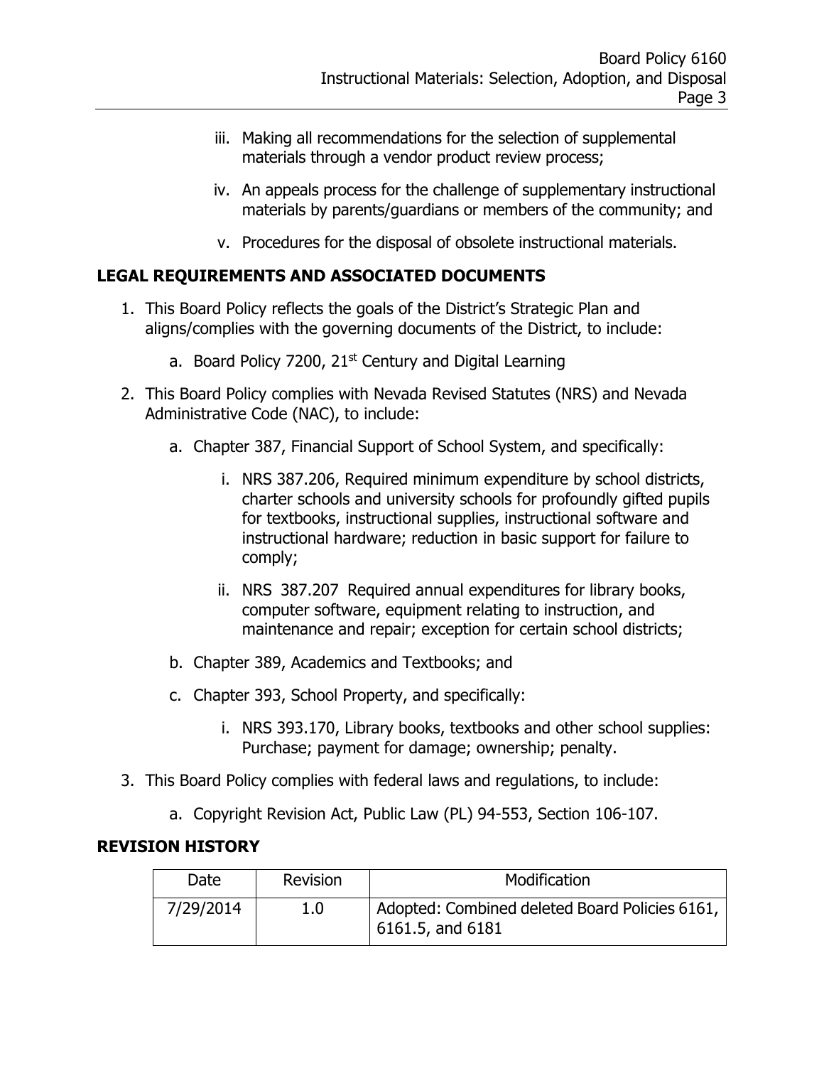iii. Making all recommendations for the selection of supplemental materials through a vendor product review process;

iv. An appeals process for the challenge of supplementary instructional materials by parents/guardians or members of the community; and

v. Procedures for the disposal of obsolete instructional materials.

## LEGAL REQUIREMENTS AND ASSOCIATED DOCUMENTS

1. This Board Policy reflects the goals of the District's Strategic Plan and aligns/complies with the governing documents of the District, to include:

   a. Board Policy 7200, 21st Century and Digital Learning

2. This Board Policy complies with Nevada Revised Statutes (NRS) and Nevada Administrative Code (NAC), to include:

   a. Chapter 387, Financial Support of School System, and specifically:

      i. NRS 387.206, Required minimum expenditure by school districts, charter schools and university schools for profoundly gifted pupils for textbooks, instructional supplies, instructional software and instructional hardware; reduction in basic support for failure to comply;

      ii. NRS 387.207 Required annual expenditures for library books, computer software, equipment relating to instruction, and maintenance and repair; exception for certain school districts;

   b. Chapter 389, Academics and Textbooks; and

   c. Chapter 393, School Property, and specifically:

      i. NRS 393.170, Library books, textbooks and other school supplies: Purchase; payment for damage; ownership; penalty.

3. This Board Policy complies with federal laws and regulations, to include:

   a. Copyright Revision Act, Public Law (PL) 94-553, Section 106-107.

## REVISION HISTORY

| Date | Revision | Modification |
|---|---|---|
| 7/29/2014 | 1.0 | Adopted: Combined deleted Board Policies 6161, 6161.5, and 6181 |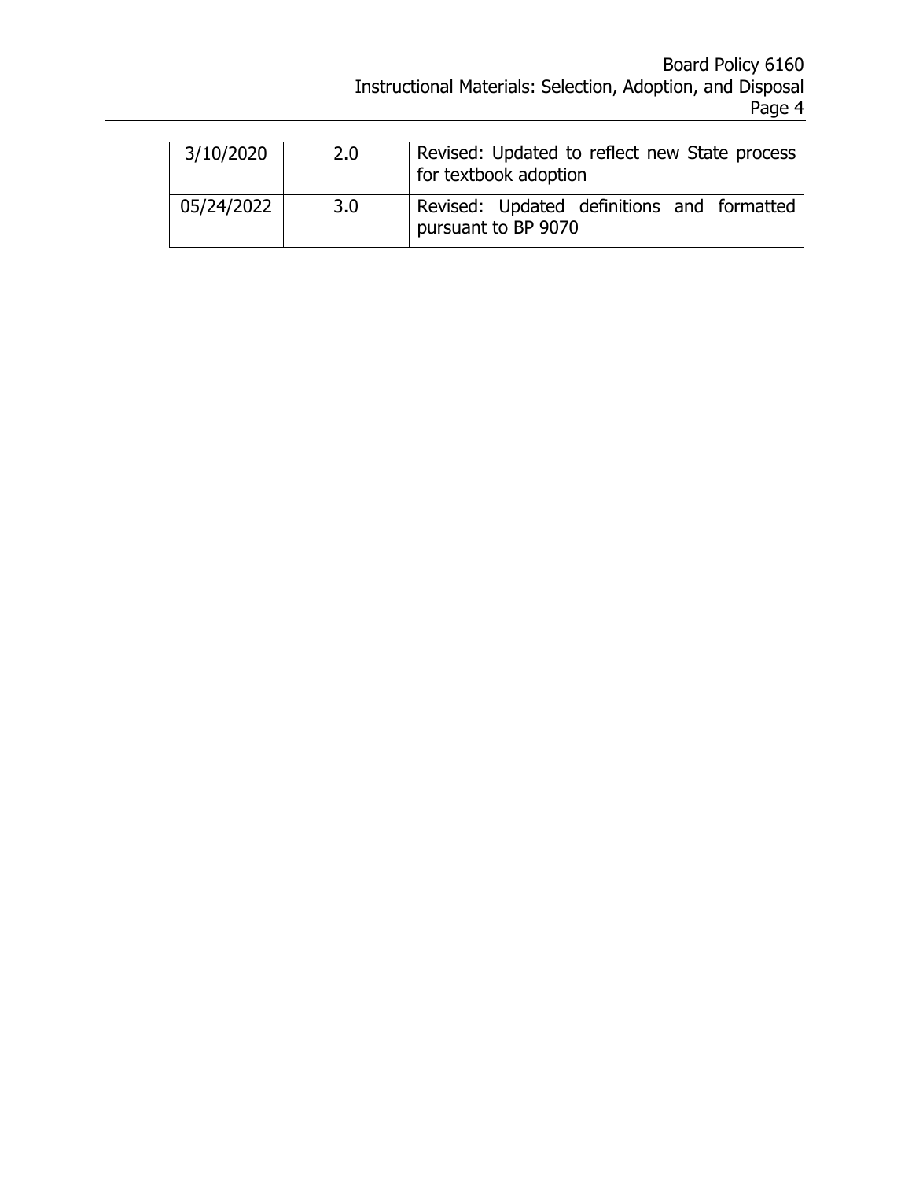| | | |
|---|---|---|
| 3/10/2020 | 2.0 | Revised: Updated to reflect new State process for textbook adoption |
| 05/24/2022 | 3.0 | Revised: Updated definitions and formatted pursuant to BP 9070 |